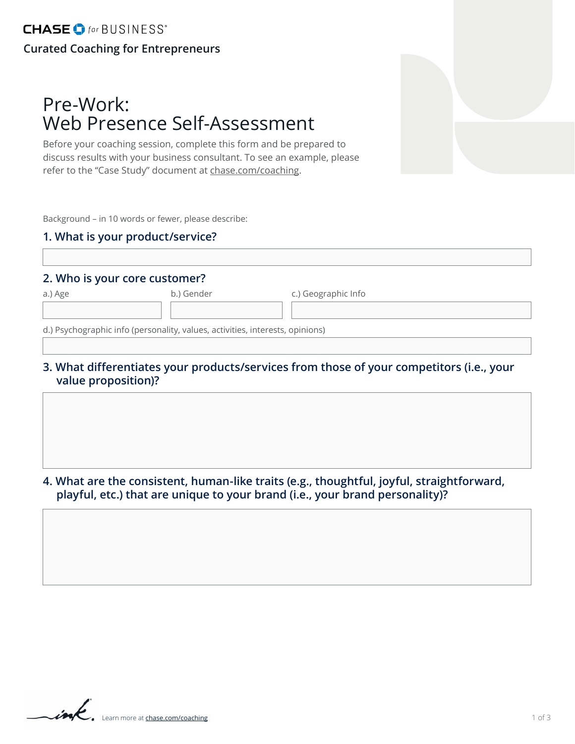CHASE for BUSINESS®

Curated Coaching for Entrepreneurs

# Pre-Work: Web Presence Self-Assessment

Before your coaching session, complete this form and be prepared to discuss results with your business consultant. To see an example, please refer to the "Case Study" document at chase.com/coaching.

Background – in 10 words or fewer, please describe:

### 1. What is your product/service?

### 2. Who is your core customer?

a.) Age

b.) Gender

c.) Geographic Info

d.) Psychographic info (personality, values, activities, interests, opinions)

### 3. What differentiates your products/services from those of your competitors (i.e., your value proposition)?

### 4. What are the consistent, human-like traits (e.g., thoughtful, joyful, straightforward, playful, etc.) that are unique to your brand (i.e., your brand personality)?

Learn more at chase.com/coaching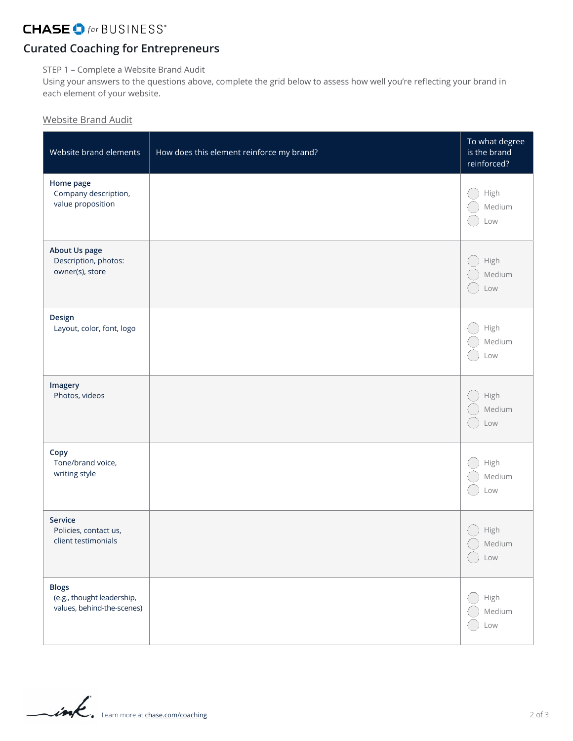# Curated Coaching for Entrepreneurs

STEP 1 – Complete a Website Brand Audit

Using your answers to the questions above, complete the grid below to assess how well you're reflecting your brand in each element of your website.

Website Brand Audit

| Website brand elements | How does this element reinforce my brand? | To what degree is the brand reinforced? |
|---|---|---|
| **Home page** Company description, value proposition | | ◯ High ◯ Medium ◯ Low |
| **About Us page** Description, photos: owner(s), store | | ◯ High ◯ Medium ◯ Low |
| **Design** Layout, color, font, logo | | ◯ High ◯ Medium ◯ Low |
| **Imagery** Photos, videos | | ◯ High ◯ Medium ◯ Low |
| **Copy** Tone/brand voice, writing style | | ◯ High ◯ Medium ◯ Low |
| **Service** Policies, contact us, client testimonials | | ◯ High ◯ Medium ◯ Low |
| **Blogs** (e.g., thought leadership, values, behind-the-scenes) | | ◯ High ◯ Medium ◯ Low |

Learn more at chase.com/coaching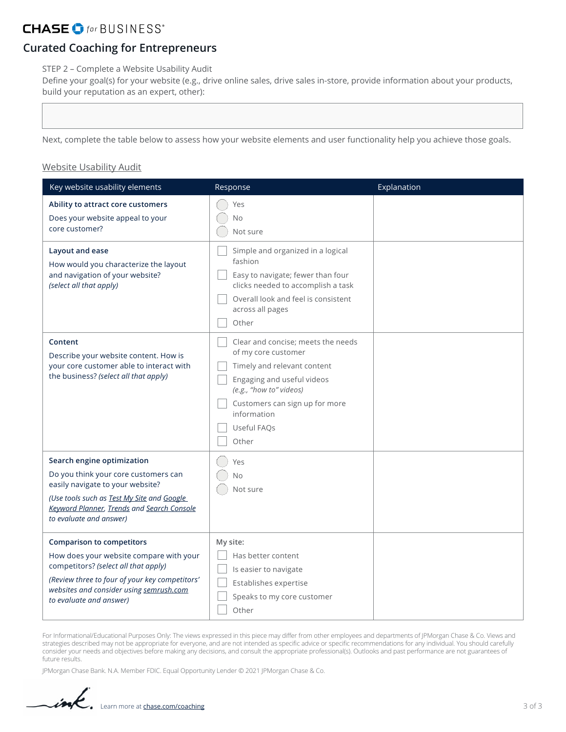## Curated Coaching for Entrepreneurs

STEP 2 – Complete a Website Usability Audit

Define your goal(s) for your website (e.g., drive online sales, drive sales in-store, provide information about your products, build your reputation as an expert, other):

Next, complete the table below to assess how your website elements and user functionality help you achieve those goals.

### Website Usability Audit

| Key website usability elements | Response | Explanation |
|---|---|---|
| **Ability to attract core customers**<br>Does your website appeal to your core customer? | ◯ Yes<br>◯ No<br>◯ Not sure | |
| **Layout and ease**<br>How would you characterize the layout and navigation of your website? *(select all that apply)* | ☐ Simple and organized in a logical fashion<br>☐ Easy to navigate; fewer than four clicks needed to accomplish a task<br>☐ Overall look and feel is consistent across all pages<br>☐ Other | |
| **Content**<br>Describe your website content. How is your core customer able to interact with the business? *(select all that apply)* | ☐ Clear and concise; meets the needs of my core customer<br>☐ Timely and relevant content<br>☐ Engaging and useful videos *(e.g., "how to" videos)*<br>☐ Customers can sign up for more information<br>☐ Useful FAQs<br>☐ Other | |
| **Search engine optimization**<br>Do you think your core customers can easily navigate to your website?<br>*(Use tools such as Test My Site and Google Keyword Planner, Trends and Search Console to evaluate and answer)* | ◯ Yes<br>◯ No<br>◯ Not sure | |
| **Comparison to competitors**<br>How does your website compare with your competitors? *(select all that apply)*<br>*(Review three to four of your key competitors' websites and consider using semrush.com to evaluate and answer)* | My site:<br>☐ Has better content<br>☐ Is easier to navigate<br>☐ Establishes expertise<br>☐ Speaks to my core customer<br>☐ Other | |

For Informational/Educational Purposes Only: The views expressed in this piece may differ from other employees and departments of JPMorgan Chase & Co. Views and strategies described may not be appropriate for everyone, and are not intended as specific advice or specific recommendations for any individual. You should carefully consider your needs and objectives before making any decisions, and consult the appropriate professional(s). Outlooks and past performance are not guarantees of future results.

JPMorgan Chase Bank. N.A. Member FDIC. Equal Opportunity Lender © 2021 JPMorgan Chase & Co.

Learn more at chase.com/coaching